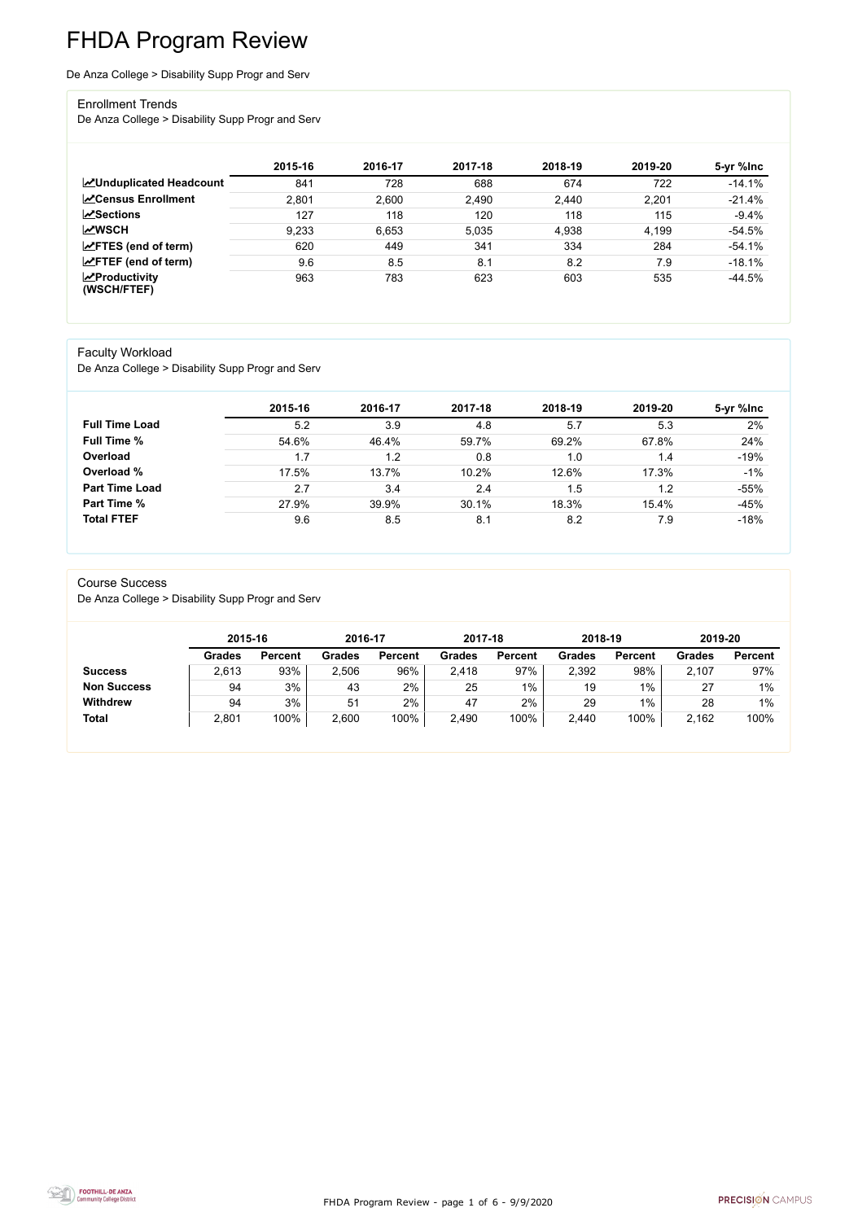# FHDA Program Review

De Anza College > Disability Supp Progr and Serv

## Enrollment Trends

De Anza College > Disability Supp Progr and Serv

| | 2015-16 | 2016-17 | 2017-18 | 2018-19 | 2019-20 | 5-yr %Inc |
|---|---|---|---|---|---|---|
| **Unduplicated Headcount** | 841 | 728 | 688 | 674 | 722 | -14.1% |
| **Census Enrollment** | 2,801 | 2,600 | 2,490 | 2,440 | 2,201 | -21.4% |
| **Sections** | 127 | 118 | 120 | 118 | 115 | -9.4% |
| **WSCH** | 9,233 | 6,653 | 5,035 | 4,938 | 4,199 | -54.5% |
| **FTES (end of term)** | 620 | 449 | 341 | 334 | 284 | -54.1% |
| **FTEF (end of term)** | 9.6 | 8.5 | 8.1 | 8.2 | 7.9 | -18.1% |
| **Productivity (WSCH/FTEF)** | 963 | 783 | 623 | 603 | 535 | -44.5% |

## Faculty Workload

De Anza College > Disability Supp Progr and Serv

| | 2015-16 | 2016-17 | 2017-18 | 2018-19 | 2019-20 | 5-yr %Inc |
|---|---|---|---|---|---|---|
| **Full Time Load** | 5.2 | 3.9 | 4.8 | 5.7 | 5.3 | 2% |
| **Full Time %** | 54.6% | 46.4% | 59.7% | 69.2% | 67.8% | 24% |
| **Overload** | 1.7 | 1.2 | 0.8 | 1.0 | 1.4 | -19% |
| **Overload %** | 17.5% | 13.7% | 10.2% | 12.6% | 17.3% | -1% |
| **Part Time Load** | 2.7 | 3.4 | 2.4 | 1.5 | 1.2 | -55% |
| **Part Time %** | 27.9% | 39.9% | 30.1% | 18.3% | 15.4% | -45% |
| **Total FTEF** | 9.6 | 8.5 | 8.1 | 8.2 | 7.9 | -18% |

## Course Success

De Anza College > Disability Supp Progr and Serv

| | 2015-16 | | 2016-17 | | 2017-18 | | 2018-19 | | 2019-20 | |
|---|---|---|---|---|---|---|---|---|---|---|
| | **Grades** | **Percent** | **Grades** | **Percent** | **Grades** | **Percent** | **Grades** | **Percent** | **Grades** | **Percent** |
| **Success** | 2,613 | 93% | 2,506 | 96% | 2,418 | 97% | 2,392 | 98% | 2,107 | 97% |
| **Non Success** | 94 | 3% | 43 | 2% | 25 | 1% | 19 | 1% | 27 | 1% |
| **Withdrew** | 94 | 3% | 51 | 2% | 47 | 2% | 29 | 1% | 28 | 1% |
| **Total** | 2,801 | 100% | 2,600 | 100% | 2,490 | 100% | 2,440 | 100% | 2,162 | 100% |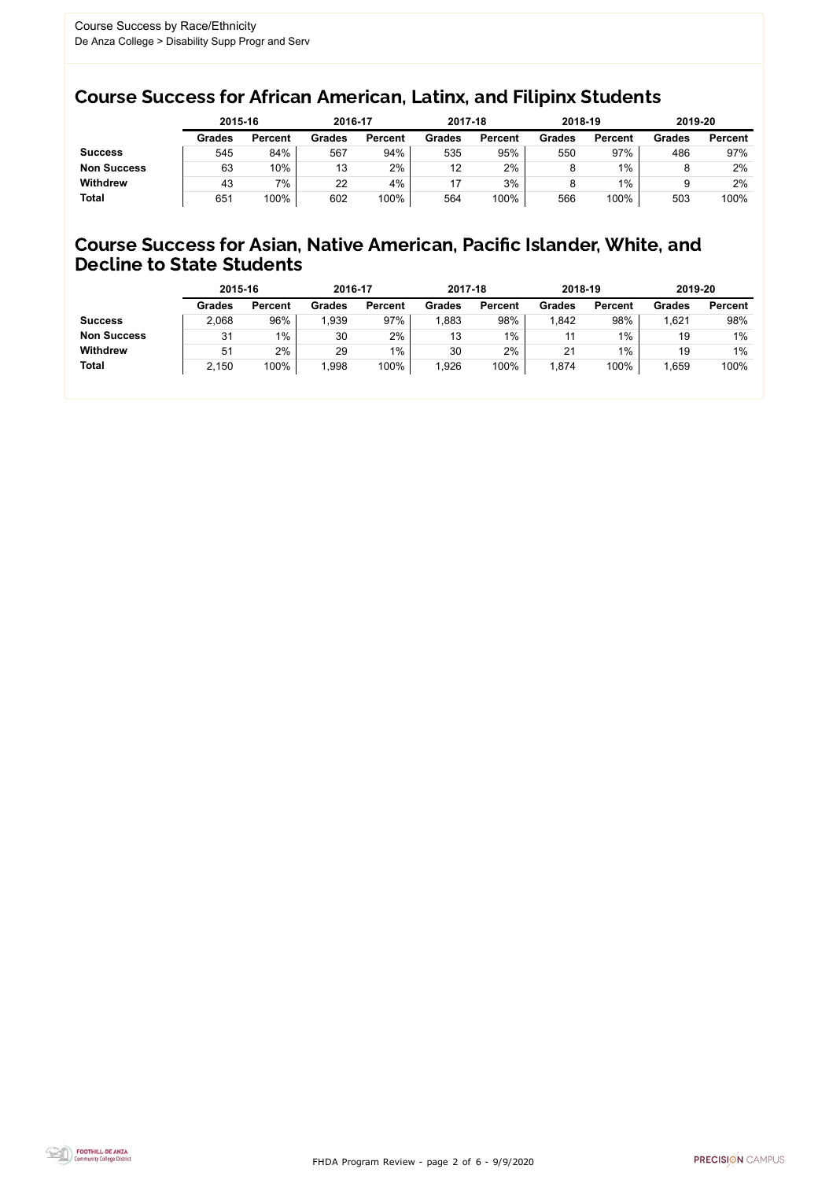Course Success by Race/Ethnicity

De Anza College > Disability Supp Progr and Serv

## Course Success for African American, Latinx, and Filipinx Students

| | 2015-16 | | 2016-17 | | 2017-18 | | 2018-19 | | 2019-20 | |
|---|---|---|---|---|---|---|---|---|---|---|
| | **Grades** | **Percent** | **Grades** | **Percent** | **Grades** | **Percent** | **Grades** | **Percent** | **Grades** | **Percent** |
| **Success** | 545 | 84% | 567 | 94% | 535 | 95% | 550 | 97% | 486 | 97% |
| **Non Success** | 63 | 10% | 13 | 2% | 12 | 2% | 8 | 1% | 8 | 2% |
| **Withdrew** | 43 | 7% | 22 | 4% | 17 | 3% | 8 | 1% | 9 | 2% |
| **Total** | 651 | 100% | 602 | 100% | 564 | 100% | 566 | 100% | 503 | 100% |

## Course Success for Asian, Native American, Pacific Islander, White, and Decline to State Students

| | 2015-16 | | 2016-17 | | 2017-18 | | 2018-19 | | 2019-20 | |
|---|---|---|---|---|---|---|---|---|---|---|
| | **Grades** | **Percent** | **Grades** | **Percent** | **Grades** | **Percent** | **Grades** | **Percent** | **Grades** | **Percent** |
| **Success** | 2,068 | 96% | 1,939 | 97% | 1,883 | 98% | 1,842 | 98% | 1,621 | 98% |
| **Non Success** | 31 | 1% | 30 | 2% | 13 | 1% | 11 | 1% | 19 | 1% |
| **Withdrew** | 51 | 2% | 29 | 1% | 30 | 2% | 21 | 1% | 19 | 1% |
| **Total** | 2,150 | 100% | 1,998 | 100% | 1,926 | 100% | 1,874 | 100% | 1,659 | 100% |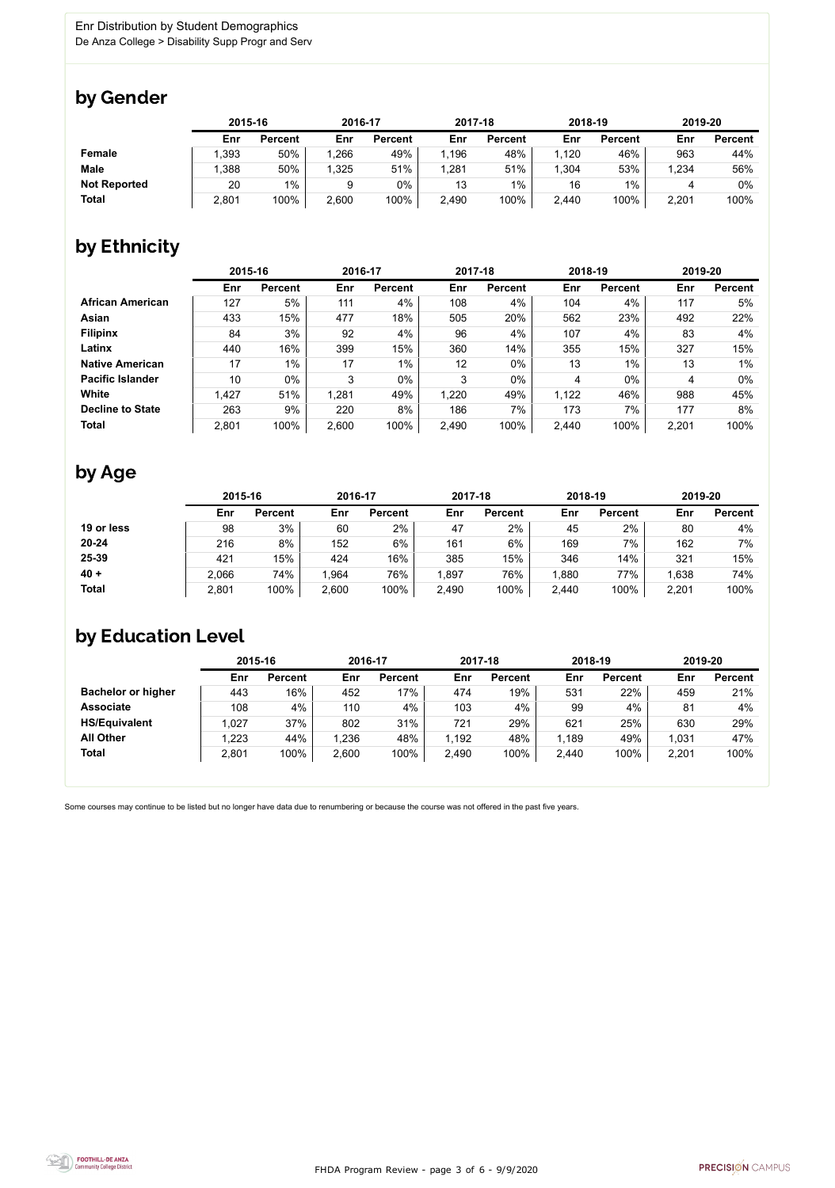Enr Distribution by Student Demographics

De Anza College > Disability Supp Progr and Serv

## by Gender

| | 2015-16 | | 2016-17 | | 2017-18 | | 2018-19 | | 2019-20 | |
|---|---|---|---|---|---|---|---|---|---|---|
| | Enr | Percent | Enr | Percent | Enr | Percent | Enr | Percent | Enr | Percent |
| **Female** | 1,393 | 50% | 1,266 | 49% | 1,196 | 48% | 1,120 | 46% | 963 | 44% |
| **Male** | 1,388 | 50% | 1,325 | 51% | 1,281 | 51% | 1,304 | 53% | 1,234 | 56% |
| **Not Reported** | 20 | 1% | 9 | 0% | 13 | 1% | 16 | 1% | 4 | 0% |
| **Total** | 2,801 | 100% | 2,600 | 100% | 2,490 | 100% | 2,440 | 100% | 2,201 | 100% |

## by Ethnicity

| | 2015-16 | | 2016-17 | | 2017-18 | | 2018-19 | | 2019-20 | |
|---|---|---|---|---|---|---|---|---|---|---|
| | Enr | Percent | Enr | Percent | Enr | Percent | Enr | Percent | Enr | Percent |
| **African American** | 127 | 5% | 111 | 4% | 108 | 4% | 104 | 4% | 117 | 5% |
| **Asian** | 433 | 15% | 477 | 18% | 505 | 20% | 562 | 23% | 492 | 22% |
| **Filipinx** | 84 | 3% | 92 | 4% | 96 | 4% | 107 | 4% | 83 | 4% |
| **Latinx** | 440 | 16% | 399 | 15% | 360 | 14% | 355 | 15% | 327 | 15% |
| **Native American** | 17 | 1% | 17 | 1% | 12 | 0% | 13 | 1% | 13 | 1% |
| **Pacific Islander** | 10 | 0% | 3 | 0% | 3 | 0% | 4 | 0% | 4 | 0% |
| **White** | 1,427 | 51% | 1,281 | 49% | 1,220 | 49% | 1,122 | 46% | 988 | 45% |
| **Decline to State** | 263 | 9% | 220 | 8% | 186 | 7% | 173 | 7% | 177 | 8% |
| **Total** | 2,801 | 100% | 2,600 | 100% | 2,490 | 100% | 2,440 | 100% | 2,201 | 100% |

## by Age

| | 2015-16 | | 2016-17 | | 2017-18 | | 2018-19 | | 2019-20 | |
|---|---|---|---|---|---|---|---|---|---|---|
| | Enr | Percent | Enr | Percent | Enr | Percent | Enr | Percent | Enr | Percent |
| **19 or less** | 98 | 3% | 60 | 2% | 47 | 2% | 45 | 2% | 80 | 4% |
| **20-24** | 216 | 8% | 152 | 6% | 161 | 6% | 169 | 7% | 162 | 7% |
| **25-39** | 421 | 15% | 424 | 16% | 385 | 15% | 346 | 14% | 321 | 15% |
| **40 +** | 2,066 | 74% | 1,964 | 76% | 1,897 | 76% | 1,880 | 77% | 1,638 | 74% |
| **Total** | 2,801 | 100% | 2,600 | 100% | 2,490 | 100% | 2,440 | 100% | 2,201 | 100% |

## by Education Level

| | 2015-16 | | 2016-17 | | 2017-18 | | 2018-19 | | 2019-20 | |
|---|---|---|---|---|---|---|---|---|---|---|
| | Enr | Percent | Enr | Percent | Enr | Percent | Enr | Percent | Enr | Percent |
| **Bachelor or higher** | 443 | 16% | 452 | 17% | 474 | 19% | 531 | 22% | 459 | 21% |
| **Associate** | 108 | 4% | 110 | 4% | 103 | 4% | 99 | 4% | 81 | 4% |
| **HS/Equivalent** | 1,027 | 37% | 802 | 31% | 721 | 29% | 621 | 25% | 630 | 29% |
| **All Other** | 1,223 | 44% | 1,236 | 48% | 1,192 | 48% | 1,189 | 49% | 1,031 | 47% |
| **Total** | 2,801 | 100% | 2,600 | 100% | 2,490 | 100% | 2,440 | 100% | 2,201 | 100% |

Some courses may continue to be listed but no longer have data due to renumbering or because the course was not offered in the past five years.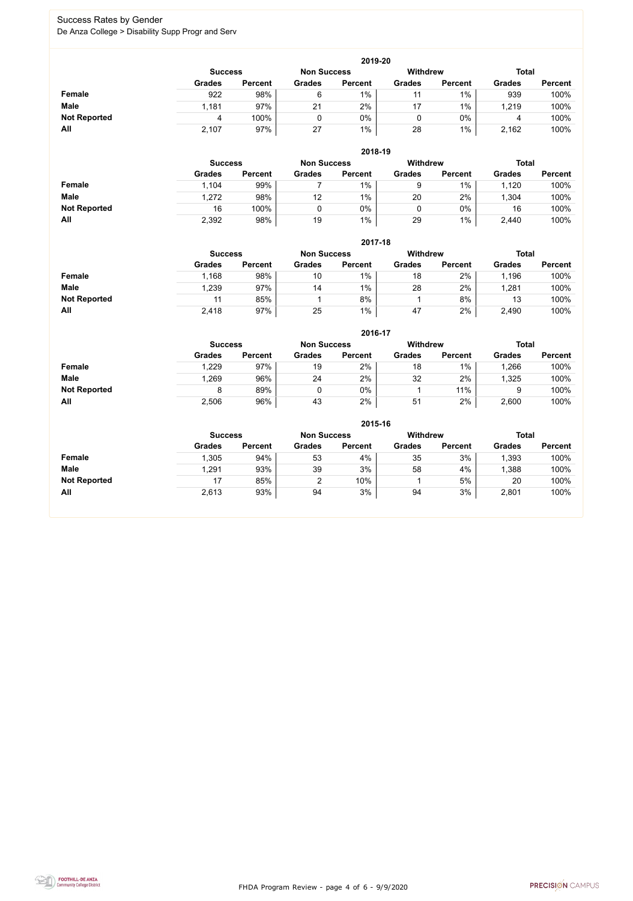# Success Rates by Gender

De Anza College > Disability Supp Progr and Serv

### 2019-20

| | Success | | Non Success | | Withdrew | | Total | |
|---|---|---|---|---|---|---|---|---|
| | Grades | Percent | Grades | Percent | Grades | Percent | Grades | Percent |
| **Female** | 922 | 98% | 6 | 1% | 11 | 1% | 939 | 100% |
| **Male** | 1,181 | 97% | 21 | 2% | 17 | 1% | 1,219 | 100% |
| **Not Reported** | 4 | 100% | 0 | 0% | 0 | 0% | 4 | 100% |
| **All** | 2,107 | 97% | 27 | 1% | 28 | 1% | 2,162 | 100% |

### 2018-19

| | Success | | Non Success | | Withdrew | | Total | |
|---|---|---|---|---|---|---|---|---|
| | Grades | Percent | Grades | Percent | Grades | Percent | Grades | Percent |
| **Female** | 1,104 | 99% | 7 | 1% | 9 | 1% | 1,120 | 100% |
| **Male** | 1,272 | 98% | 12 | 1% | 20 | 2% | 1,304 | 100% |
| **Not Reported** | 16 | 100% | 0 | 0% | 0 | 0% | 16 | 100% |
| **All** | 2,392 | 98% | 19 | 1% | 29 | 1% | 2,440 | 100% |

### 2017-18

| | Success | | Non Success | | Withdrew | | Total | |
|---|---|---|---|---|---|---|---|---|
| | Grades | Percent | Grades | Percent | Grades | Percent | Grades | Percent |
| **Female** | 1,168 | 98% | 10 | 1% | 18 | 2% | 1,196 | 100% |
| **Male** | 1,239 | 97% | 14 | 1% | 28 | 2% | 1,281 | 100% |
| **Not Reported** | 11 | 85% | 1 | 8% | 1 | 8% | 13 | 100% |
| **All** | 2,418 | 97% | 25 | 1% | 47 | 2% | 2,490 | 100% |

### 2016-17

| | Success | | Non Success | | Withdrew | | Total | |
|---|---|---|---|---|---|---|---|---|
| | Grades | Percent | Grades | Percent | Grades | Percent | Grades | Percent |
| **Female** | 1,229 | 97% | 19 | 2% | 18 | 1% | 1,266 | 100% |
| **Male** | 1,269 | 96% | 24 | 2% | 32 | 2% | 1,325 | 100% |
| **Not Reported** | 8 | 89% | 0 | 0% | 1 | 11% | 9 | 100% |
| **All** | 2,506 | 96% | 43 | 2% | 51 | 2% | 2,600 | 100% |

### 2015-16

| | Success | | Non Success | | Withdrew | | Total | |
|---|---|---|---|---|---|---|---|---|
| | Grades | Percent | Grades | Percent | Grades | Percent | Grades | Percent |
| **Female** | 1,305 | 94% | 53 | 4% | 35 | 3% | 1,393 | 100% |
| **Male** | 1,291 | 93% | 39 | 3% | 58 | 4% | 1,388 | 100% |
| **Not Reported** | 17 | 85% | 2 | 10% | 1 | 5% | 20 | 100% |
| **All** | 2,613 | 93% | 94 | 3% | 94 | 3% | 2,801 | 100% |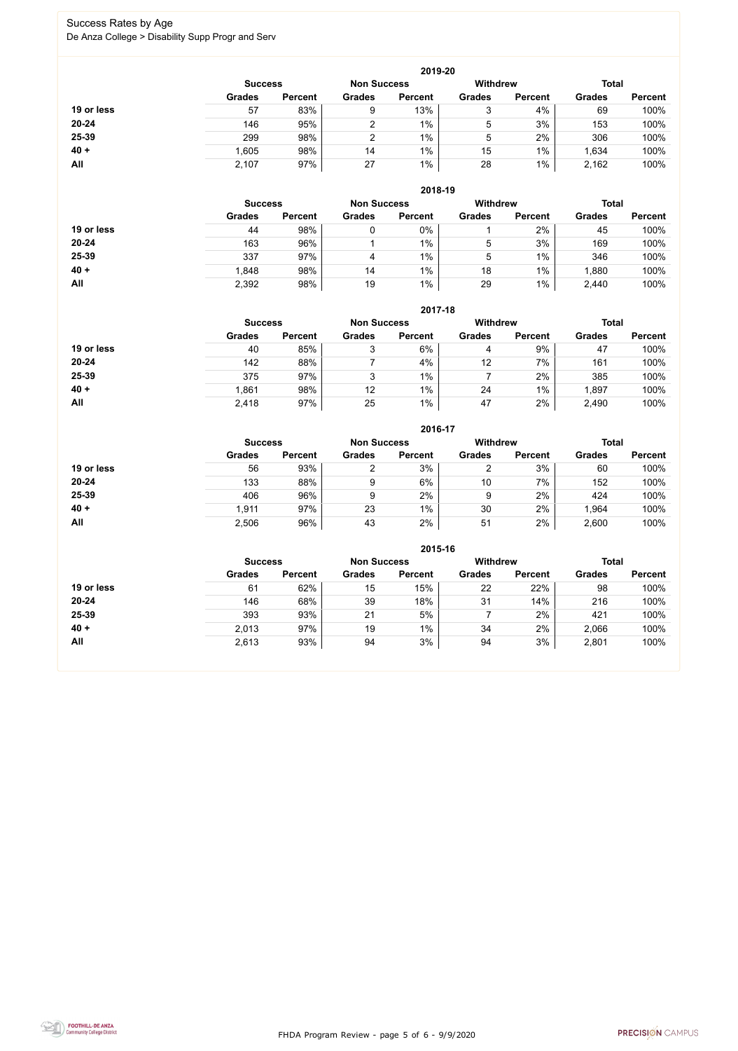Success Rates by Age
De Anza College > Disability Supp Progr and Serv

### 2019-20

| | Success | | Non Success | | Withdrew | | Total | |
|---|---|---|---|---|---|---|---|---|
| | Grades | Percent | Grades | Percent | Grades | Percent | Grades | Percent |
| **19 or less** | 57 | 83% | 9 | 13% | 3 | 4% | 69 | 100% |
| **20-24** | 146 | 95% | 2 | 1% | 5 | 3% | 153 | 100% |
| **25-39** | 299 | 98% | 2 | 1% | 5 | 2% | 306 | 100% |
| **40 +** | 1,605 | 98% | 14 | 1% | 15 | 1% | 1,634 | 100% |
| **All** | 2,107 | 97% | 27 | 1% | 28 | 1% | 2,162 | 100% |

### 2018-19

| | Success | | Non Success | | Withdrew | | Total | |
|---|---|---|---|---|---|---|---|---|
| | Grades | Percent | Grades | Percent | Grades | Percent | Grades | Percent |
| **19 or less** | 44 | 98% | 0 | 0% | 1 | 2% | 45 | 100% |
| **20-24** | 163 | 96% | 1 | 1% | 5 | 3% | 169 | 100% |
| **25-39** | 337 | 97% | 4 | 1% | 5 | 1% | 346 | 100% |
| **40 +** | 1,848 | 98% | 14 | 1% | 18 | 1% | 1,880 | 100% |
| **All** | 2,392 | 98% | 19 | 1% | 29 | 1% | 2,440 | 100% |

### 2017-18

| | Success | | Non Success | | Withdrew | | Total | |
|---|---|---|---|---|---|---|---|---|
| | Grades | Percent | Grades | Percent | Grades | Percent | Grades | Percent |
| **19 or less** | 40 | 85% | 3 | 6% | 4 | 9% | 47 | 100% |
| **20-24** | 142 | 88% | 7 | 4% | 12 | 7% | 161 | 100% |
| **25-39** | 375 | 97% | 3 | 1% | 7 | 2% | 385 | 100% |
| **40 +** | 1,861 | 98% | 12 | 1% | 24 | 1% | 1,897 | 100% |
| **All** | 2,418 | 97% | 25 | 1% | 47 | 2% | 2,490 | 100% |

### 2016-17

| | Success | | Non Success | | Withdrew | | Total | |
|---|---|---|---|---|---|---|---|---|
| | Grades | Percent | Grades | Percent | Grades | Percent | Grades | Percent |
| **19 or less** | 56 | 93% | 2 | 3% | 2 | 3% | 60 | 100% |
| **20-24** | 133 | 88% | 9 | 6% | 10 | 7% | 152 | 100% |
| **25-39** | 406 | 96% | 9 | 2% | 9 | 2% | 424 | 100% |
| **40 +** | 1,911 | 97% | 23 | 1% | 30 | 2% | 1,964 | 100% |
| **All** | 2,506 | 96% | 43 | 2% | 51 | 2% | 2,600 | 100% |

### 2015-16

| | Success | | Non Success | | Withdrew | | Total | |
|---|---|---|---|---|---|---|---|---|
| | Grades | Percent | Grades | Percent | Grades | Percent | Grades | Percent |
| **19 or less** | 61 | 62% | 15 | 15% | 22 | 22% | 98 | 100% |
| **20-24** | 146 | 68% | 39 | 18% | 31 | 14% | 216 | 100% |
| **25-39** | 393 | 93% | 21 | 5% | 7 | 2% | 421 | 100% |
| **40 +** | 2,013 | 97% | 19 | 1% | 34 | 2% | 2,066 | 100% |
| **All** | 2,613 | 93% | 94 | 3% | 94 | 3% | 2,801 | 100% |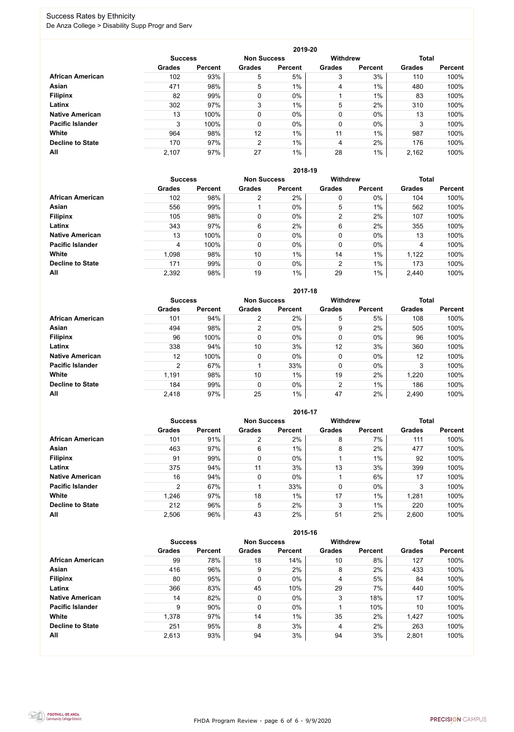# Success Rates by Ethnicity

De Anza College > Disability Supp Progr and Serv

## 2019-20

| | Success | | Non Success | | Withdrew | | Total | |
|---|---|---|---|---|---|---|---|---|
| | Grades | Percent | Grades | Percent | Grades | Percent | Grades | Percent |
| **African American** | 102 | 93% | 5 | 5% | 3 | 3% | 110 | 100% |
| **Asian** | 471 | 98% | 5 | 1% | 4 | 1% | 480 | 100% |
| **Filipinx** | 82 | 99% | 0 | 0% | 1 | 1% | 83 | 100% |
| **Latinx** | 302 | 97% | 3 | 1% | 5 | 2% | 310 | 100% |
| **Native American** | 13 | 100% | 0 | 0% | 0 | 0% | 13 | 100% |
| **Pacific Islander** | 3 | 100% | 0 | 0% | 0 | 0% | 3 | 100% |
| **White** | 964 | 98% | 12 | 1% | 11 | 1% | 987 | 100% |
| **Decline to State** | 170 | 97% | 2 | 1% | 4 | 2% | 176 | 100% |
| **All** | 2,107 | 97% | 27 | 1% | 28 | 1% | 2,162 | 100% |

## 2018-19

| | Success | | Non Success | | Withdrew | | Total | |
|---|---|---|---|---|---|---|---|---|
| | Grades | Percent | Grades | Percent | Grades | Percent | Grades | Percent |
| **African American** | 102 | 98% | 2 | 2% | 0 | 0% | 104 | 100% |
| **Asian** | 556 | 99% | 1 | 0% | 5 | 1% | 562 | 100% |
| **Filipinx** | 105 | 98% | 0 | 0% | 2 | 2% | 107 | 100% |
| **Latinx** | 343 | 97% | 6 | 2% | 6 | 2% | 355 | 100% |
| **Native American** | 13 | 100% | 0 | 0% | 0 | 0% | 13 | 100% |
| **Pacific Islander** | 4 | 100% | 0 | 0% | 0 | 0% | 4 | 100% |
| **White** | 1,098 | 98% | 10 | 1% | 14 | 1% | 1,122 | 100% |
| **Decline to State** | 171 | 99% | 0 | 0% | 2 | 1% | 173 | 100% |
| **All** | 2,392 | 98% | 19 | 1% | 29 | 1% | 2,440 | 100% |

## 2017-18

| | Success | | Non Success | | Withdrew | | Total | |
|---|---|---|---|---|---|---|---|---|
| | Grades | Percent | Grades | Percent | Grades | Percent | Grades | Percent |
| **African American** | 101 | 94% | 2 | 2% | 5 | 5% | 108 | 100% |
| **Asian** | 494 | 98% | 2 | 0% | 9 | 2% | 505 | 100% |
| **Filipinx** | 96 | 100% | 0 | 0% | 0 | 0% | 96 | 100% |
| **Latinx** | 338 | 94% | 10 | 3% | 12 | 3% | 360 | 100% |
| **Native American** | 12 | 100% | 0 | 0% | 0 | 0% | 12 | 100% |
| **Pacific Islander** | 2 | 67% | 1 | 33% | 0 | 0% | 3 | 100% |
| **White** | 1,191 | 98% | 10 | 1% | 19 | 2% | 1,220 | 100% |
| **Decline to State** | 184 | 99% | 0 | 0% | 2 | 1% | 186 | 100% |
| **All** | 2,418 | 97% | 25 | 1% | 47 | 2% | 2,490 | 100% |

## 2016-17

| | Success | | Non Success | | Withdrew | | Total | |
|---|---|---|---|---|---|---|---|---|
| | Grades | Percent | Grades | Percent | Grades | Percent | Grades | Percent |
| **African American** | 101 | 91% | 2 | 2% | 8 | 7% | 111 | 100% |
| **Asian** | 463 | 97% | 6 | 1% | 8 | 2% | 477 | 100% |
| **Filipinx** | 91 | 99% | 0 | 0% | 1 | 1% | 92 | 100% |
| **Latinx** | 375 | 94% | 11 | 3% | 13 | 3% | 399 | 100% |
| **Native American** | 16 | 94% | 0 | 0% | 1 | 6% | 17 | 100% |
| **Pacific Islander** | 2 | 67% | 1 | 33% | 0 | 0% | 3 | 100% |
| **White** | 1,246 | 97% | 18 | 1% | 17 | 1% | 1,281 | 100% |
| **Decline to State** | 212 | 96% | 5 | 2% | 3 | 1% | 220 | 100% |
| **All** | 2,506 | 96% | 43 | 2% | 51 | 2% | 2,600 | 100% |

## 2015-16

| | Success | | Non Success | | Withdrew | | Total | |
|---|---|---|---|---|---|---|---|---|
| | Grades | Percent | Grades | Percent | Grades | Percent | Grades | Percent |
| **African American** | 99 | 78% | 18 | 14% | 10 | 8% | 127 | 100% |
| **Asian** | 416 | 96% | 9 | 2% | 8 | 2% | 433 | 100% |
| **Filipinx** | 80 | 95% | 0 | 0% | 4 | 5% | 84 | 100% |
| **Latinx** | 366 | 83% | 45 | 10% | 29 | 7% | 440 | 100% |
| **Native American** | 14 | 82% | 0 | 0% | 3 | 18% | 17 | 100% |
| **Pacific Islander** | 9 | 90% | 0 | 0% | 1 | 10% | 10 | 100% |
| **White** | 1,378 | 97% | 14 | 1% | 35 | 2% | 1,427 | 100% |
| **Decline to State** | 251 | 95% | 8 | 3% | 4 | 2% | 263 | 100% |
| **All** | 2,613 | 93% | 94 | 3% | 94 | 3% | 2,801 | 100% |